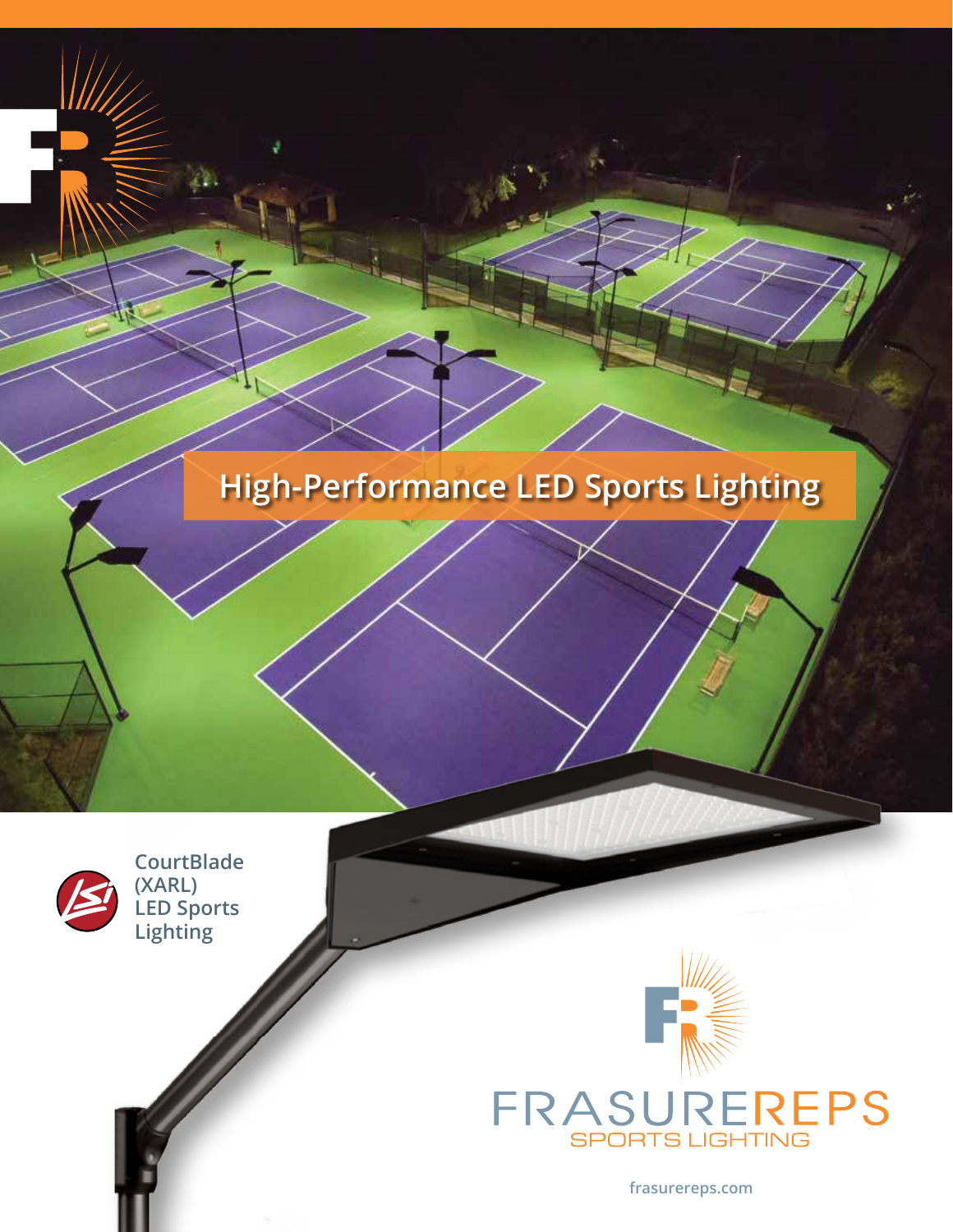# High-Performance LED Sports Lighting

**CourtBlade (XARL) LED Sports Lighting**

FRASUREREPS
SPORTS LIGHTING

frasurereps.com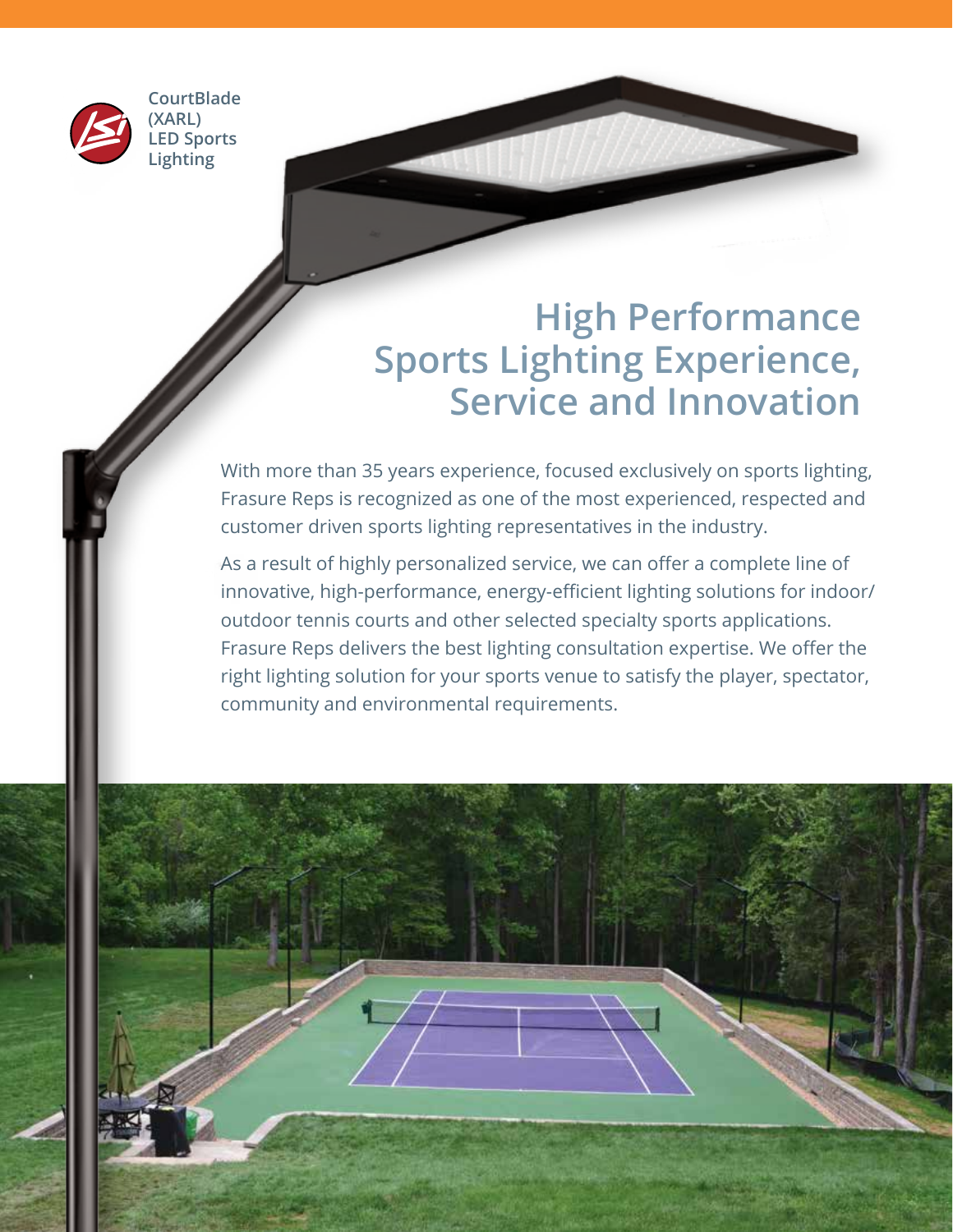CourtBlade (XARL) LED Sports Lighting

# High Performance Sports Lighting Experience, Service and Innovation

With more than 35 years experience, focused exclusively on sports lighting, Frasure Reps is recognized as one of the most experienced, respected and customer driven sports lighting representatives in the industry.

As a result of highly personalized service, we can offer a complete line of innovative, high-performance, energy-efficient lighting solutions for indoor/outdoor tennis courts and other selected specialty sports applications. Frasure Reps delivers the best lighting consultation expertise. We offer the right lighting solution for your sports venue to satisfy the player, spectator, community and environmental requirements.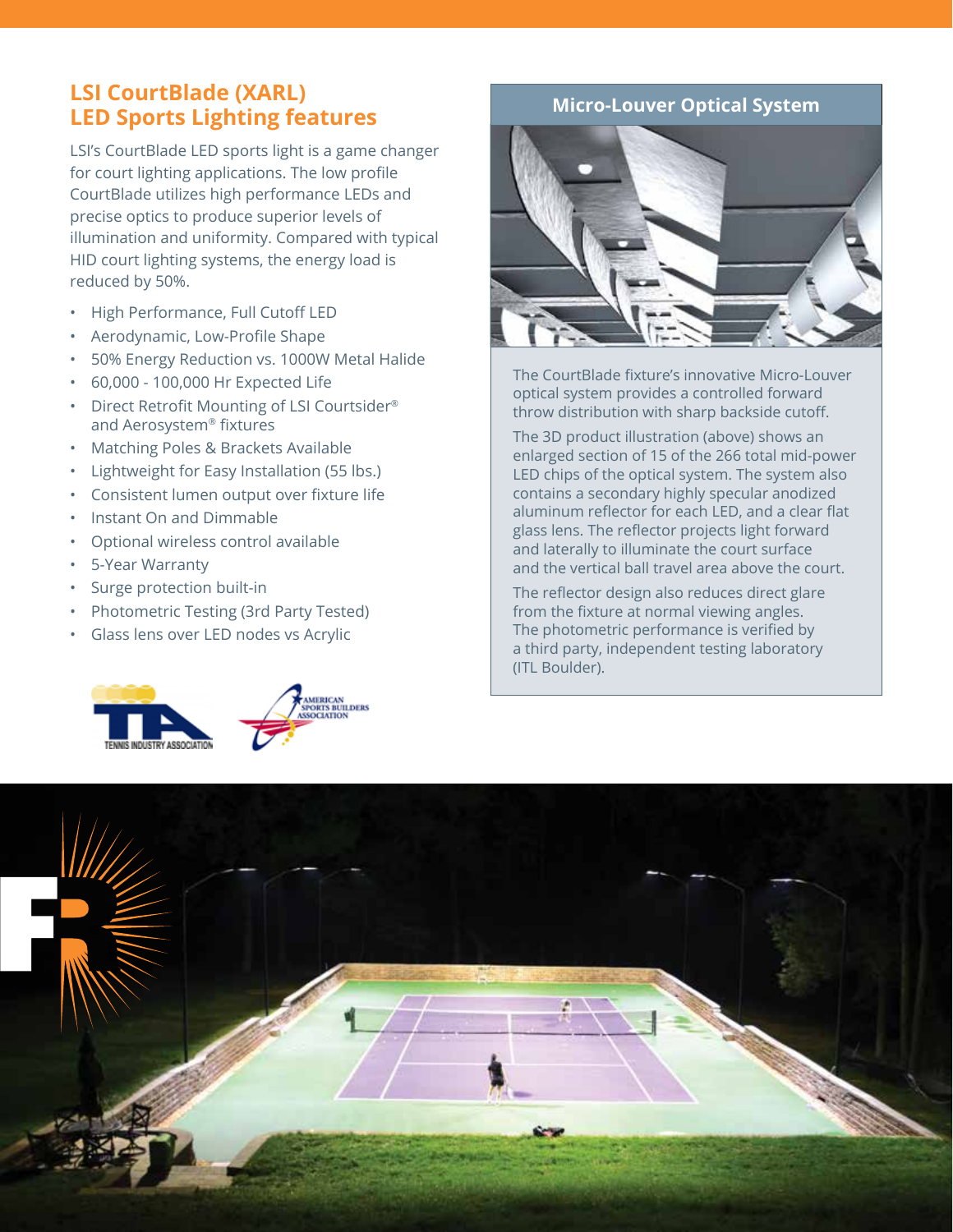## LSI CourtBlade (XARL) LED Sports Lighting features

LSI's CourtBlade LED sports light is a game changer for court lighting applications. The low profile CourtBlade utilizes high performance LEDs and precise optics to produce superior levels of illumination and uniformity. Compared with typical HID court lighting systems, the energy load is reduced by 50%.

- High Performance, Full Cutoff LED
- Aerodynamic, Low-Profile Shape
- 50% Energy Reduction vs. 1000W Metal Halide
- 60,000 - 100,000 Hr Expected Life
- Direct Retrofit Mounting of LSI Courtsider® and Aerosystem® fixtures
- Matching Poles & Brackets Available
- Lightweight for Easy Installation (55 lbs.)
- Consistent lumen output over fixture life
- Instant On and Dimmable
- Optional wireless control available
- 5-Year Warranty
- Surge protection built-in
- Photometric Testing (3rd Party Tested)
- Glass lens over LED nodes vs Acrylic

### Micro-Louver Optical System

The CourtBlade fixture's innovative Micro-Louver optical system provides a controlled forward throw distribution with sharp backside cutoff.

The 3D product illustration (above) shows an enlarged section of 15 of the 266 total mid-power LED chips of the optical system. The system also contains a secondary highly specular anodized aluminum reflector for each LED, and a clear flat glass lens. The reflector projects light forward and laterally to illuminate the court surface and the vertical ball travel area above the court.

The reflector design also reduces direct glare from the fixture at normal viewing angles. The photometric performance is verified by a third party, independent testing laboratory (ITL Boulder).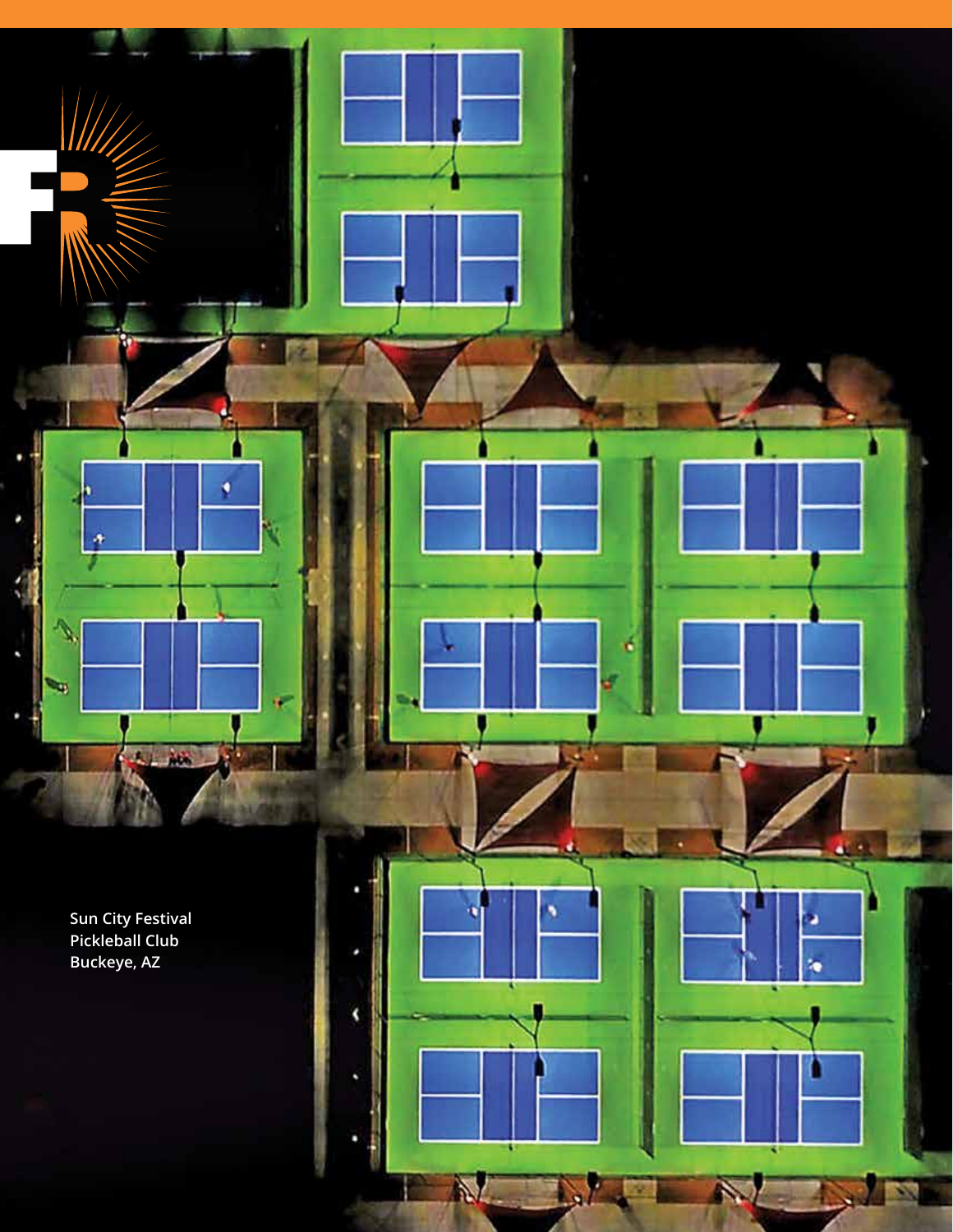Sun City Festival
Pickleball Club
Buckeye, AZ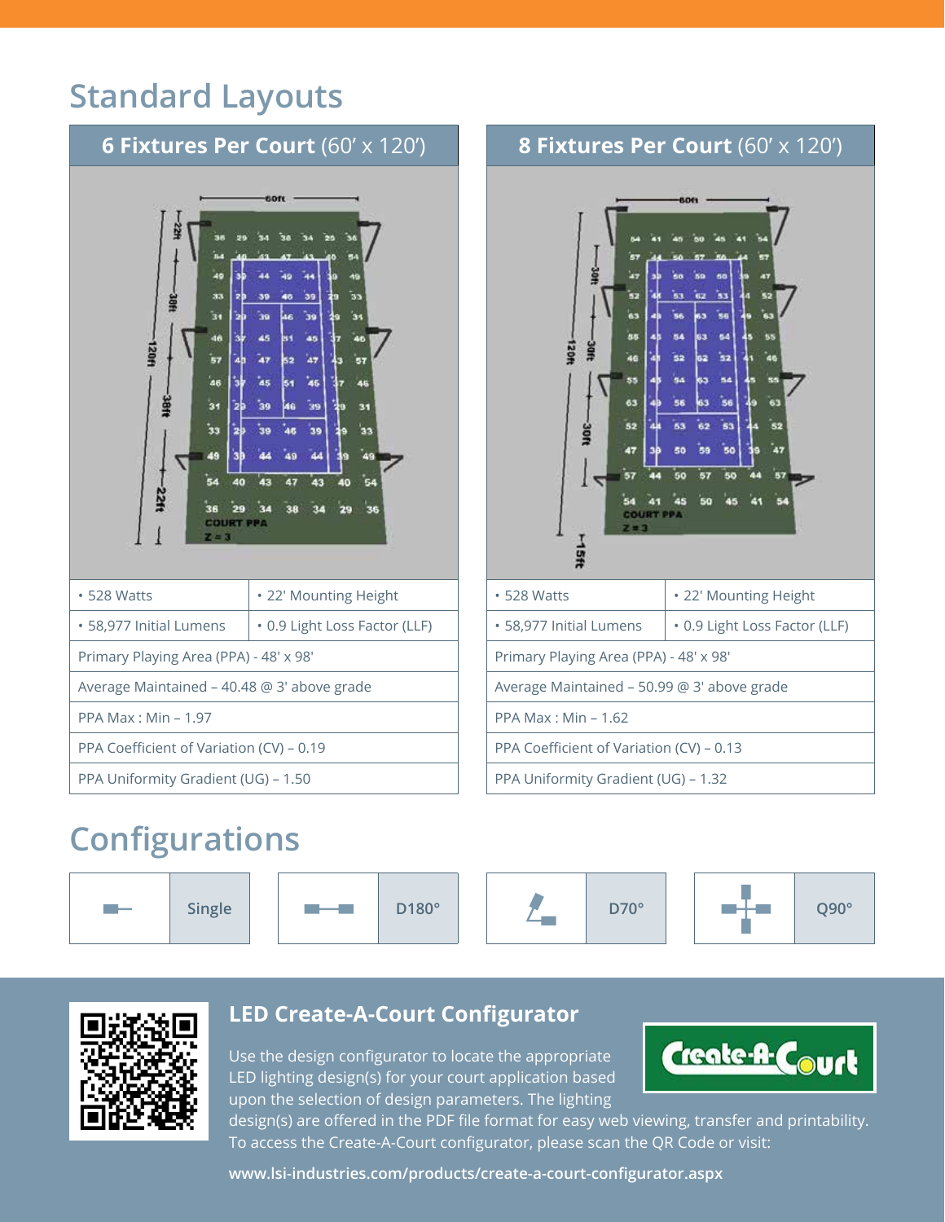# Standard Layouts

## 6 Fixtures Per Court (60′ x 120′)

| • 528 Watts | • 22' Mounting Height |
|---|---|
| • 58,977 Initial Lumens | • 0.9 Light Loss Factor (LLF) |
| Primary Playing Area (PPA) - 48' x 98' | |
| Average Maintained – 40.48 @ 3' above grade | |
| PPA Max : Min – 1.97 | |
| PPA Coefficient of Variation (CV) – 0.19 | |
| PPA Uniformity Gradient (UG) – 1.50 | |

## 8 Fixtures Per Court (60′ x 120′)

| • 528 Watts | • 22' Mounting Height |
|---|---|
| • 58,977 Initial Lumens | • 0.9 Light Loss Factor (LLF) |
| Primary Playing Area (PPA) - 48' x 98' | |
| Average Maintained – 50.99 @ 3' above grade | |
| PPA Max : Min – 1.62 | |
| PPA Coefficient of Variation (CV) – 0.13 | |
| PPA Uniformity Gradient (UG) – 1.32 | |

# Configurations

Single | D180° | D70° | Q90°

## LED Create-A-Court Configurator

Use the design configurator to locate the appropriate LED lighting design(s) for your court application based upon the selection of design parameters. The lighting design(s) are offered in the PDF file format for easy web viewing, transfer and printability. To access the Create-A-Court configurator, please scan the QR Code or visit:

**www.lsi-industries.com/products/create-a-court-configurator.aspx**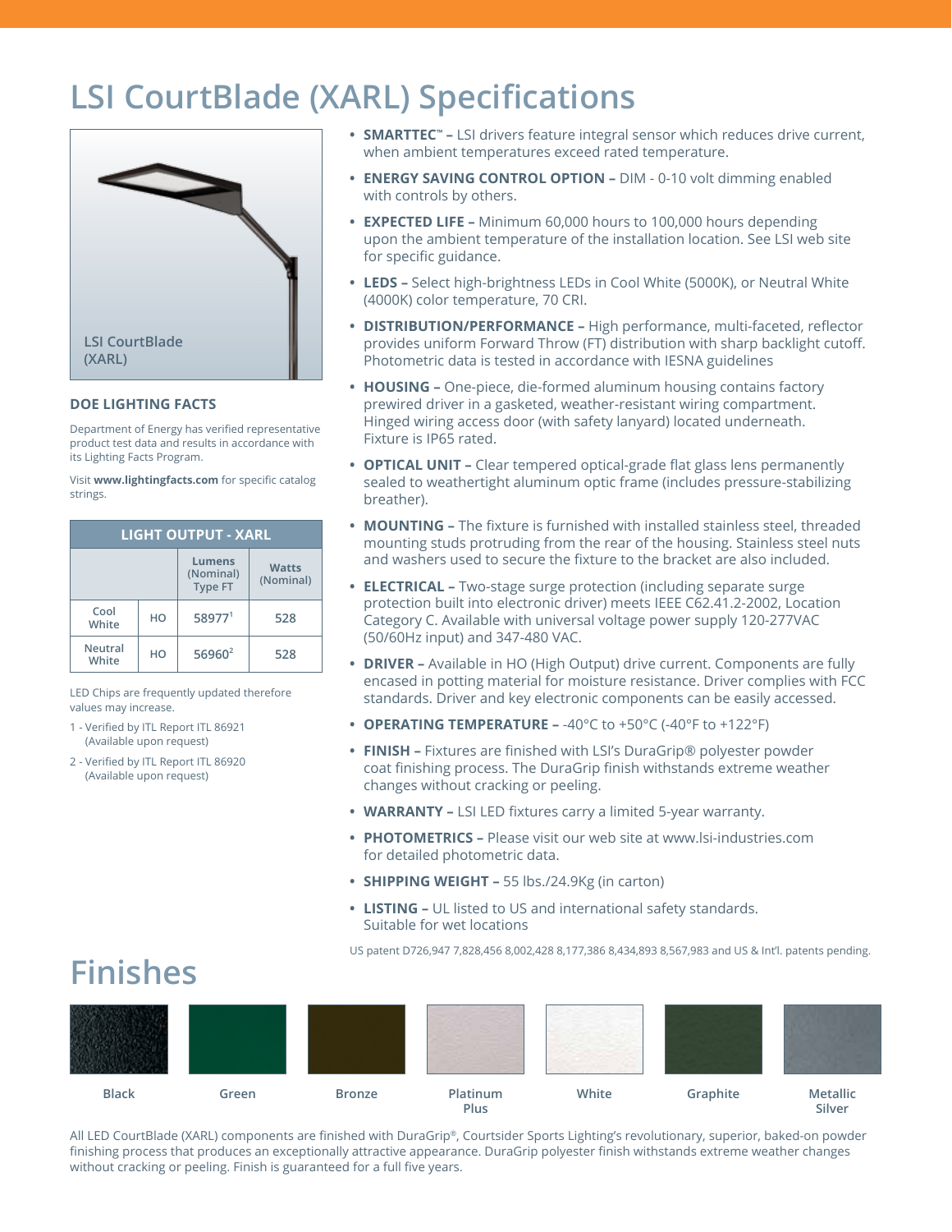# LSI CourtBlade (XARL) Specifications

LSI CourtBlade (XARL)

### DOE LIGHTING FACTS

Department of Energy has verified representative product test data and results in accordance with its Lighting Facts Program.

Visit **www.lightingfacts.com** for specific catalog strings.

| LIGHT OUTPUT - XARL | | | |
|---|---|---|---|
| | | Lumens (Nominal) Type FT | Watts (Nominal) |
| Cool White | HO | 58977[1] | 528 |
| Neutral White | HO | 56960[2] | 528 |

LED Chips are frequently updated therefore values may increase.

1 - Verified by ITL Report ITL 86921 (Available upon request)

2 - Verified by ITL Report ITL 86920 (Available upon request)

- **SMARTTEC™ –** LSI drivers feature integral sensor which reduces drive current, when ambient temperatures exceed rated temperature.
- **ENERGY SAVING CONTROL OPTION –** DIM - 0-10 volt dimming enabled with controls by others.
- **EXPECTED LIFE –** Minimum 60,000 hours to 100,000 hours depending upon the ambient temperature of the installation location. See LSI web site for specific guidance.
- **LEDS –** Select high-brightness LEDs in Cool White (5000K), or Neutral White (4000K) color temperature, 70 CRI.
- **DISTRIBUTION/PERFORMANCE –** High performance, multi-faceted, reflector provides uniform Forward Throw (FT) distribution with sharp backlight cutoff. Photometric data is tested in accordance with IESNA guidelines
- **HOUSING –** One-piece, die-formed aluminum housing contains factory prewired driver in a gasketed, weather-resistant wiring compartment. Hinged wiring access door (with safety lanyard) located underneath. Fixture is IP65 rated.
- **OPTICAL UNIT –** Clear tempered optical-grade flat glass lens permanently sealed to weathertight aluminum optic frame (includes pressure-stabilizing breather).
- **MOUNTING –** The fixture is furnished with installed stainless steel, threaded mounting studs protruding from the rear of the housing. Stainless steel nuts and washers used to secure the fixture to the bracket are also included.
- **ELECTRICAL –** Two-stage surge protection (including separate surge protection built into electronic driver) meets IEEE C62.41.2-2002, Location Category C. Available with universal voltage power supply 120-277VAC (50/60Hz input) and 347-480 VAC.
- **DRIVER –** Available in HO (High Output) drive current. Components are fully encased in potting material for moisture resistance. Driver complies with FCC standards. Driver and key electronic components can be easily accessed.
- **OPERATING TEMPERATURE –** -40°C to +50°C (-40°F to +122°F)
- **FINISH –** Fixtures are finished with LSI's DuraGrip® polyester powder coat finishing process. The DuraGrip finish withstands extreme weather changes without cracking or peeling.
- **WARRANTY –** LSI LED fixtures carry a limited 5-year warranty.
- **PHOTOMETRICS –** Please visit our web site at www.lsi-industries.com for detailed photometric data.
- **SHIPPING WEIGHT –** 55 lbs./24.9Kg (in carton)
- **LISTING –** UL listed to US and international safety standards. Suitable for wet locations

US patent D726,947 7,828,456 8,002,428 8,177,386 8,434,893 8,567,983 and US & Int'l. patents pending.

# Finishes

Black | Green | Bronze | Platinum Plus | White | Graphite | Metallic Silver

All LED CourtBlade (XARL) components are finished with DuraGrip®, Courtsider Sports Lighting's revolutionary, superior, baked-on powder finishing process that produces an exceptionally attractive appearance. DuraGrip polyester finish withstands extreme weather changes without cracking or peeling. Finish is guaranteed for a full five years.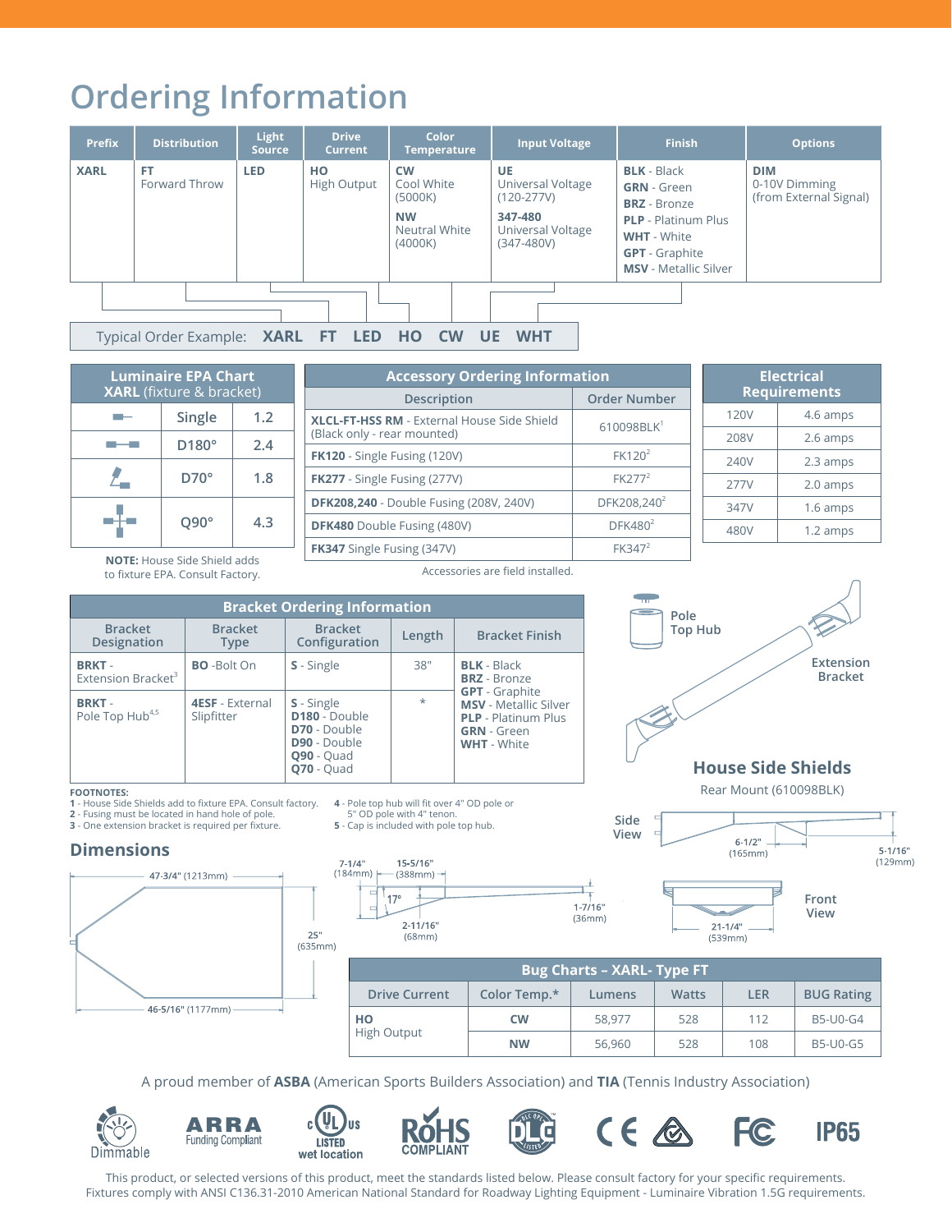# Ordering Information

| Prefix | Distribution | Light Source | Drive Current | Color Temperature | Input Voltage | Finish | Options |
|---|---|---|---|---|---|---|---|
| **XARL** | **FT** Forward Throw | **LED** | **HO** High Output | **CW** Cool White (5000K)<br>**NW** Neutral White (4000K) | **UE** Universal Voltage (120-277V)<br>**347-480** Universal Voltage (347-480V) | **BLK** - Black<br>**GRN** - Green<br>**BRZ** - Bronze<br>**PLP** - Platinum Plus<br>**WHT** - White<br>**GPT** - Graphite<br>**MSV** - Metallic Silver | **DIM** 0-10V Dimming (from External Signal) |

Typical Order Example: **XARL FT LED HO CW UE WHT**

| Luminaire EPA Chart **XARL** (fixture & bracket) | | |
|---|---|---|
| | Single | 1.2 |
| | D180° | 2.4 |
| | D70° | 1.8 |
| | Q90° | 4.3 |

**NOTE:** House Side Shield adds to fixture EPA. Consult Factory.

| Accessory Ordering Information | |
|---|---|
| **Description** | **Order Number** |
| **XLCL-FT-HSS RM** - External House Side Shield (Black only - rear mounted) | 610098BLK[1] |
| **FK120** - Single Fusing (120V) | FK120[2] |
| **FK277** - Single Fusing (277V) | FK277[2] |
| **DFK208,240** - Double Fusing (208V, 240V) | DFK208,240[2] |
| **DFK480** Double Fusing (480V) | DFK480[2] |
| **FK347** Single Fusing (347V) | FK347[2] |

Accessories are field installed.

| Electrical Requirements | |
|---|---|
| 120V | 4.6 amps |
| 208V | 2.6 amps |
| 240V | 2.3 amps |
| 277V | 2.0 amps |
| 347V | 1.6 amps |
| 480V | 1.2 amps |

| Bracket Ordering Information | | | | |
|---|---|---|---|---|
| **Bracket Designation** | **Bracket Type** | **Bracket Configuration** | **Length** | **Bracket Finish** |
| **BRKT** - Extension Bracket[3] | **BO** -Bolt On | **S** - Single | 38" | **BLK** - Black<br>**BRZ** - Bronze<br>**GPT** - Graphite<br>**MSV** - Metallic Silver<br>**PLP** - Platinum Plus<br>**GRN** - Green<br>**WHT** - White |
| **BRKT** - Pole Top Hub[4,5] | **4ESF** - External Slipfitter | **S** - Single<br>**D180** - Double<br>**D70** - Double<br>**D90** - Double<br>**Q90** - Quad<br>**Q70** - Quad | * | |

Pole Top Hub

Extension Bracket

**FOOTNOTES:**
1 - House Side Shields add to fixture EPA. Consult factory.
2 - Fusing must be located in hand hole of pole.
3 - One extension bracket is required per fixture.
4 - Pole top hub will fit over 4" OD pole or 5" OD pole with 4" tenon.
5 - Cap is included with pole top hub.

## House Side Shields

Rear Mount (610098BLK)

Side View: 6-1/2" (165mm); 5-1/16" (129mm)

Front View: 21-1/4" (539mm)

## Dimensions

47-3/4" (1213mm); 25" (635mm); 46-5/16" (1177mm); 7-1/4" (184mm); 15-5/16" (388mm); 17°; 2-11/16" (68mm); 1-7/16" (36mm)

| Bug Charts – XARL- Type FT | | | | | |
|---|---|---|---|---|---|
| **Drive Current** | **Color Temp.*** | **Lumens** | **Watts** | **LER** | **BUG Rating** |
| **HO** High Output | **CW** | 58,977 | 528 | 112 | B5-U0-G4 |
| | **NW** | 56,960 | 528 | 108 | B5-U0-G5 |

A proud member of **ASBA** (American Sports Builders Association) and **TIA** (Tennis Industry Association)

Dimmable | ARRA Funding Compliant | cULus LISTED wet location | RoHS COMPLIANT | DLC LISTED | CE | FC | IP65

This product, or selected versions of this product, meet the standards listed below. Please consult factory for your specific requirements.
Fixtures comply with ANSI C136.31-2010 American National Standard for Roadway Lighting Equipment - Luminaire Vibration 1.5G requirements.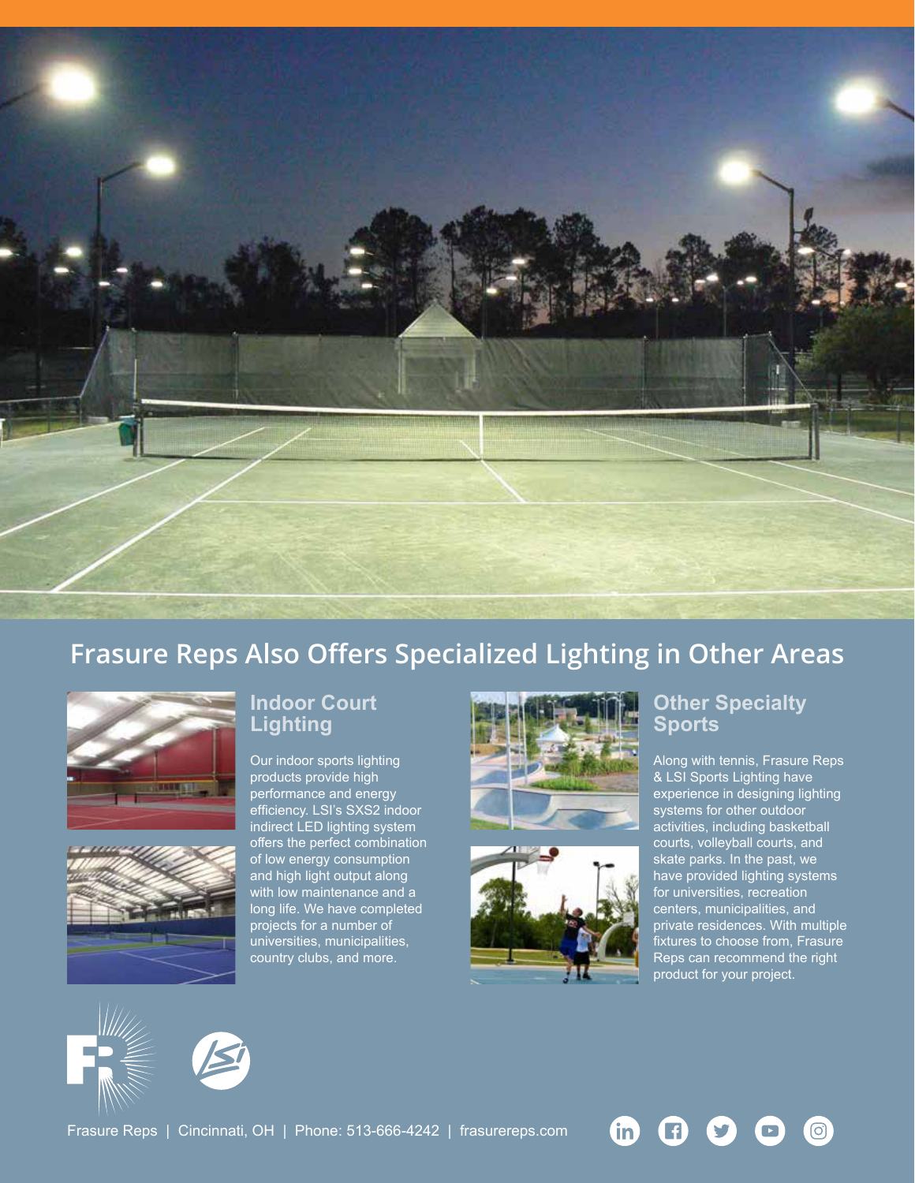## Frasure Reps Also Offers Specialized Lighting in Other Areas

### Indoor Court Lighting

Our indoor sports lighting products provide high performance and energy efficiency. LSI's SXS2 indoor indirect LED lighting system offers the perfect combination of low energy consumption and high light output along with low maintenance and a long life. We have completed projects for a number of universities, municipalities, country clubs, and more.

### Other Specialty Sports

Along with tennis, Frasure Reps & LSI Sports Lighting have experience in designing lighting systems for other outdoor activities, including basketball courts, volleyball courts, and skate parks. In the past, we have provided lighting systems for universities, recreation centers, municipalities, and private residences. With multiple fixtures to choose from, Frasure Reps can recommend the right product for your project.

Frasure Reps | Cincinnati, OH | Phone: 513-666-4242 | frasurereps.com